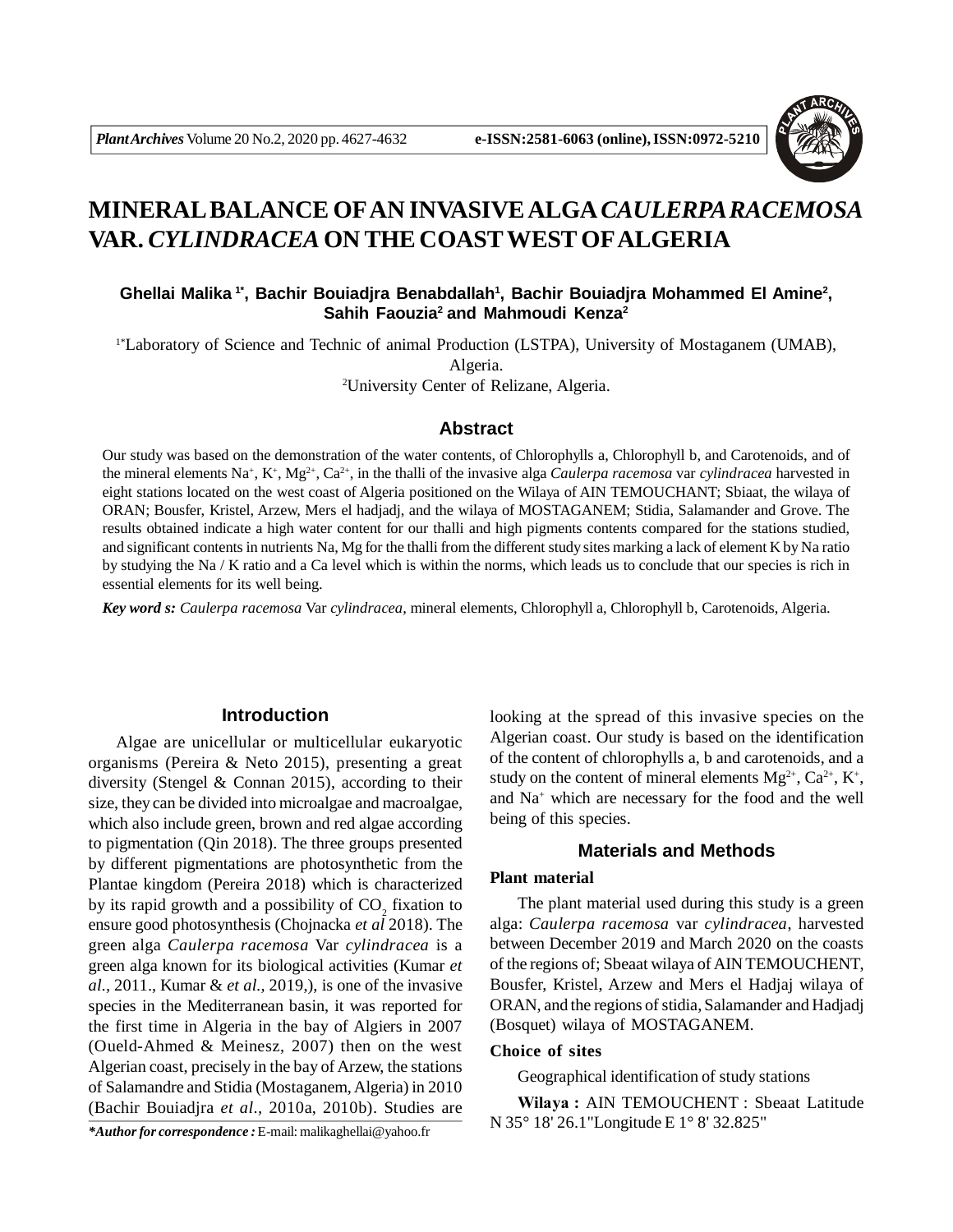# MINERAL BALANCE OF AN INVASIVE ALGA *CAULERPA RACEMOSA* VAR. *CYLINDRACEA* ON THE COAST WEST OF ALGERIA

**Ghellai Malika [1*], Bachir Bouiadjra Benabdallah[1], Bachir Bouiadjra Mohammed El Amine[2], Sahih Faouzia[2] and Mahmoudi Kenza[2]**

[1*]Laboratory of Science and Technic of animal Production (LSTPA), University of Mostaganem (UMAB), Algeria.
[2]University Center of Relizane, Algeria.

## Abstract

Our study was based on the demonstration of the water contents, of Chlorophylls a, Chlorophyll b, and Carotenoids, and of the mineral elements $Na^+$, $K^+$, $Mg^{2+}$, $Ca^{2+}$, in the thalli of the invasive alga *Caulerpa racemosa* var *cylindracea* harvested in eight stations located on the west coast of Algeria positioned on the Wilaya of AIN TEMOUCHANT; Sbiaat, the wilaya of ORAN; Bousfer, Kristel, Arzew, Mers el hadjadj, and the wilaya of MOSTAGANEM; Stidia, Salamander and Grove. The results obtained indicate a high water content for our thalli and high pigments contents compared for the stations studied, and significant contents in nutrients Na, Mg for the thalli from the different study sites marking a lack of element K by Na ratio by studying the Na / K ratio and a Ca level which is within the norms, which leads us to conclude that our species is rich in essential elements for its well being.

***Key word s:*** *Caulerpa racemosa* Var *cylindracea*, mineral elements, Chlorophyll a, Chlorophyll b, Carotenoids, Algeria.

## Introduction

Algae are unicellular or multicellular eukaryotic organisms (Pereira & Neto 2015), presenting a great diversity (Stengel & Connan 2015), according to their size, they can be divided into microalgae and macroalgae, which also include green, brown and red algae according to pigmentation (Qin 2018). The three groups presented by different pigmentations are photosynthetic from the Plantae kingdom (Pereira 2018) which is characterized by its rapid growth and a possibility of $CO_2$ fixation to ensure good photosynthesis (Chojnacka *et al* 2018). The green alga *Caulerpa racemosa* Var *cylindracea* is a green alga known for its biological activities (Kumar *et al.*, 2011., Kumar & *et al.*, 2019,), is one of the invasive species in the Mediterranean basin, it was reported for the first time in Algeria in the bay of Algiers in 2007 (Oueld-Ahmed & Meinesz, 2007) then on the west Algerian coast, precisely in the bay of Arzew, the stations of Salamandre and Stidia (Mostaganem, Algeria) in 2010 (Bachir Bouiadjra *et al.*, 2010a, 2010b). Studies are looking at the spread of this invasive species on the Algerian coast. Our study is based on the identification of the content of chlorophylls a, b and carotenoids, and a study on the content of mineral elements $Mg^{2+}$, $Ca^{2+}$, $K^+$, and $Na^+$ which are necessary for the food and the well being of this species.

***Author for correspondence :** E-mail: malikaghellai@yahoo.fr

## Materials and Methods

### Plant material

The plant material used during this study is a green alga: *Caulerpa racemosa* var *cylindracea*, harvested between December 2019 and March 2020 on the coasts of the regions of; Sbeaat wilaya of AIN TEMOUCHENT, Bousfer, Kristel, Arzew and Mers el Hadjaj wilaya of ORAN, and the regions of stidia, Salamander and Hadjadj (Bosquet) wilaya of MOSTAGANEM.

### Choice of sites

Geographical identification of study stations

**Wilaya :** AIN TEMOUCHENT : Sbeaat Latitude N 35° 18' 26.1"Longitude E 1° 8' 32.825"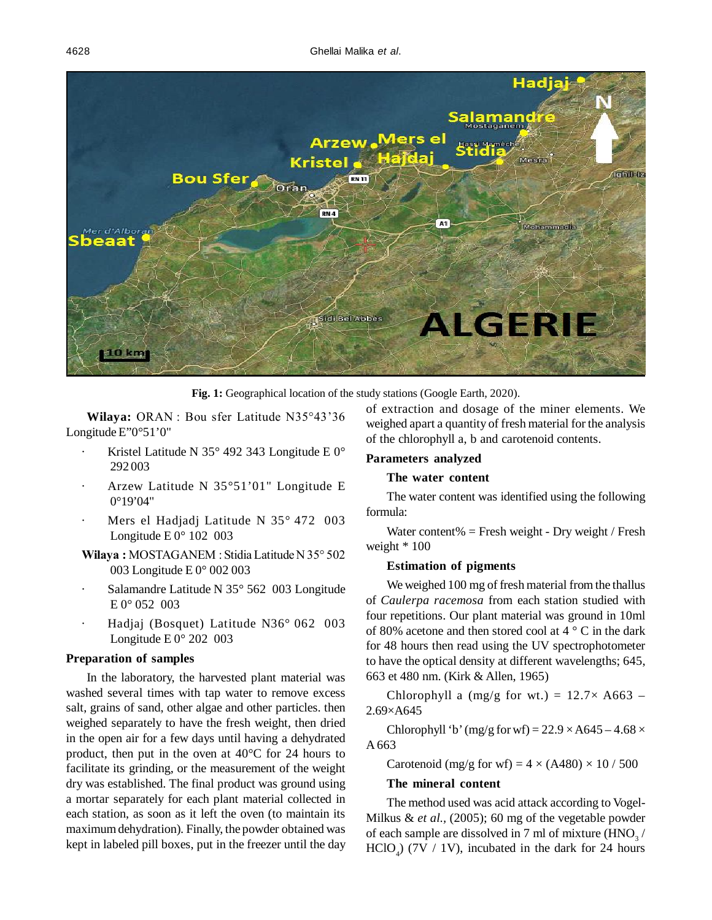**Fig. 1:** Geographical location of the study stations (Google Earth, 2020).

**Wilaya:** ORAN : Bou sfer Latitude N35°43'36 Longitude E"0°51'0"

- Kristel Latitude N 35° 492 343 Longitude E 0° 292 003
- Arzew Latitude N 35°51'01" Longitude E 0°19'04"
- Mers el Hadjadj Latitude N 35° 472 003 Longitude E 0° 102 003

**Wilaya :** MOSTAGANEM : Stidia Latitude N 35° 502 003 Longitude E 0° 002 003

- Salamandre Latitude N 35° 562 003 Longitude E 0° 052 003
- Hadjaj (Bosquet) Latitude N36° 062 003 Longitude E 0° 202 003

### Preparation of samples

In the laboratory, the harvested plant material was washed several times with tap water to remove excess salt, grains of sand, other algae and other particles. then weighed separately to have the fresh weight, then dried in the open air for a few days until having a dehydrated product, then put in the oven at 40°C for 24 hours to facilitate its grinding, or the measurement of the weight dry was established. The final product was ground using a mortar separately for each plant material collected in each station, as soon as it left the oven (to maintain its maximum dehydration). Finally, the powder obtained was kept in labeled pill boxes, put in the freezer until the day of extraction and dosage of the miner elements. We weighed apart a quantity of fresh material for the analysis of the chlorophyll a, b and carotenoid contents.

### Parameters analyzed

#### The water content

The water content was identified using the following formula:

Water content% = Fresh weight - Dry weight / Fresh weight * 100

#### Estimation of pigments

We weighed 100 mg of fresh material from the thallus of *Caulerpa racemosa* from each station studied with four repetitions. Our plant material was ground in 10ml of 80% acetone and then stored cool at 4 ° C in the dark for 48 hours then read using the UV spectrophotometer to have the optical density at different wavelengths; 645, 663 et 480 nm. (Kirk & Allen, 1965)

Chlorophyll a (mg/g for wt.) = 12.7× A663 – 2.69×A645

Chlorophyll 'b' (mg/g for wf) = 22.9 × A645 – 4.68 × A 663

Carotenoid (mg/g for wf) = 4 × (A480) × 10 / 500

#### The mineral content

The method used was acid attack according to Vogel-Milkus & *et al.,* (2005); 60 mg of the vegetable powder of each sample are dissolved in 7 ml of mixture ($HNO_3$ / $HClO_4$) (7V / 1V), incubated in the dark for 24 hours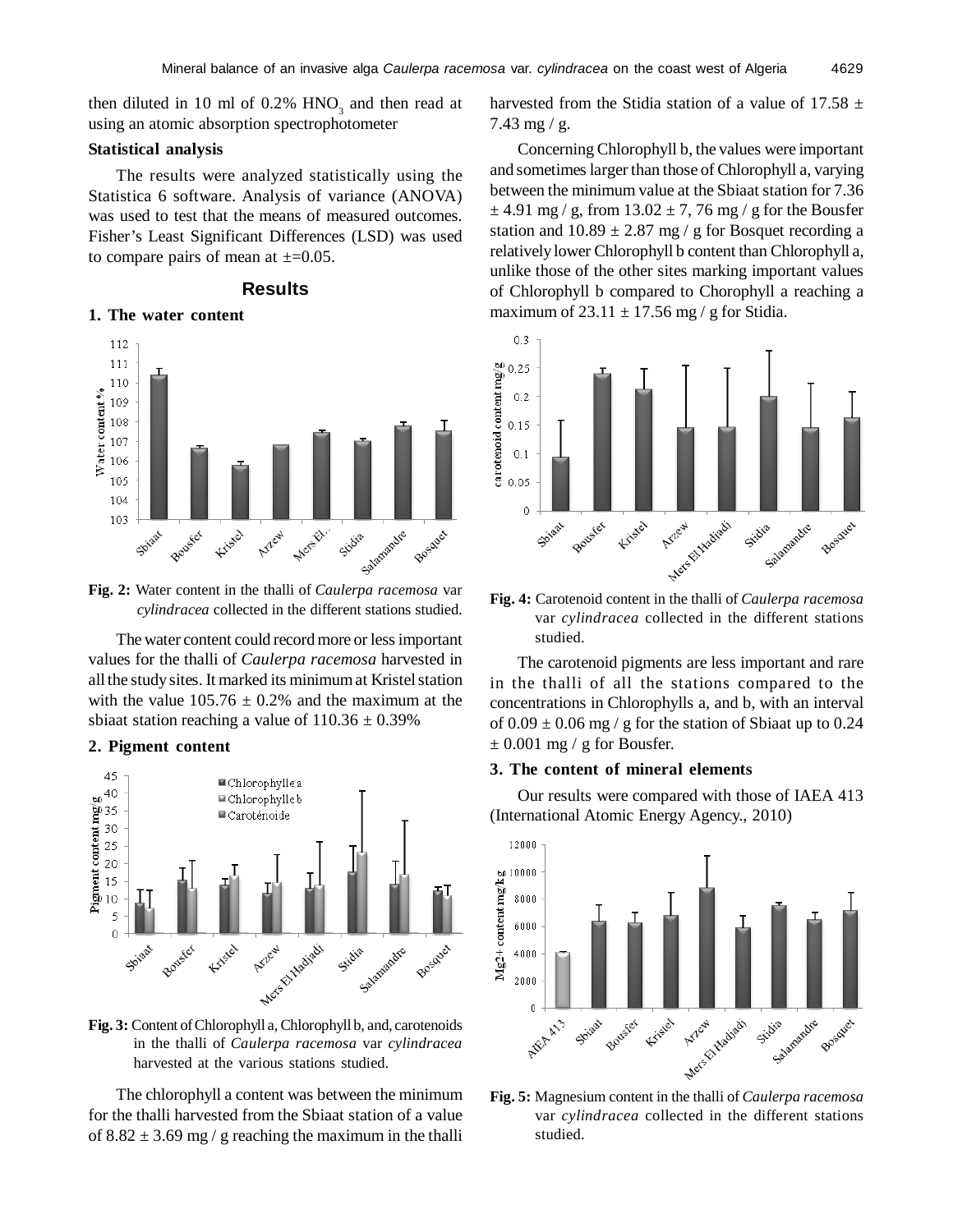then diluted in 10 ml of 0.2% $HNO_3$ and then read at using an atomic absorption spectrophotometer

**Statistical analysis**

The results were analyzed statistically using the Statistica 6 software. Analysis of variance (ANOVA) was used to test that the means of measured outcomes. Fisher's Least Significant Differences (LSD) was used to compare pairs of mean at ±=0.05.

## Results

### 1. The water content

**Fig. 2:** Water content in the thalli of *Caulerpa racemosa* var *cylindracea* collected in the different stations studied.

The water content could record more or less important values for the thalli of *Caulerpa racemosa* harvested in all the study sites. It marked its minimum at Kristel station with the value 105.76 ± 0.2% and the maximum at the sbiaat station reaching a value of 110.36 ± 0.39%

### 2. Pigment content

**Fig. 3:** Content of Chlorophyll a, Chlorophyll b, and, carotenoids in the thalli of *Caulerpa racemosa* var *cylindracea* harvested at the various stations studied.

The chlorophyll a content was between the minimum for the thalli harvested from the Sbiaat station of a value of 8.82 ± 3.69 mg / g reaching the maximum in the thalli harvested from the Stidia station of a value of 17.58 ± 7.43 mg / g.

Concerning Chlorophyll b, the values were important and sometimes larger than those of Chlorophyll a, varying between the minimum value at the Sbiaat station for 7.36 ± 4.91 mg / g, from 13.02 ± 7, 76 mg / g for the Bousfer station and 10.89 ± 2.87 mg / g for Bosquet recording a relatively lower Chlorophyll b content than Chlorophyll a, unlike those of the other sites marking important values of Chlorophyll b compared to Chorophyll a reaching a maximum of 23.11 ± 17.56 mg / g for Stidia.

**Fig. 4:** Carotenoid content in the thalli of *Caulerpa racemosa* var *cylindracea* collected in the different stations studied.

The carotenoid pigments are less important and rare in the thalli of all the stations compared to the concentrations in Chlorophylls a, and b, with an interval of 0.09 ± 0.06 mg / g for the station of Sbiaat up to 0.24 ± 0.001 mg / g for Bousfer.

### 3. The content of mineral elements

Our results were compared with those of IAEA 413 (International Atomic Energy Agency., 2010)

**Fig. 5:** Magnesium content in the thalli of *Caulerpa racemosa* var *cylindracea* collected in the different stations studied.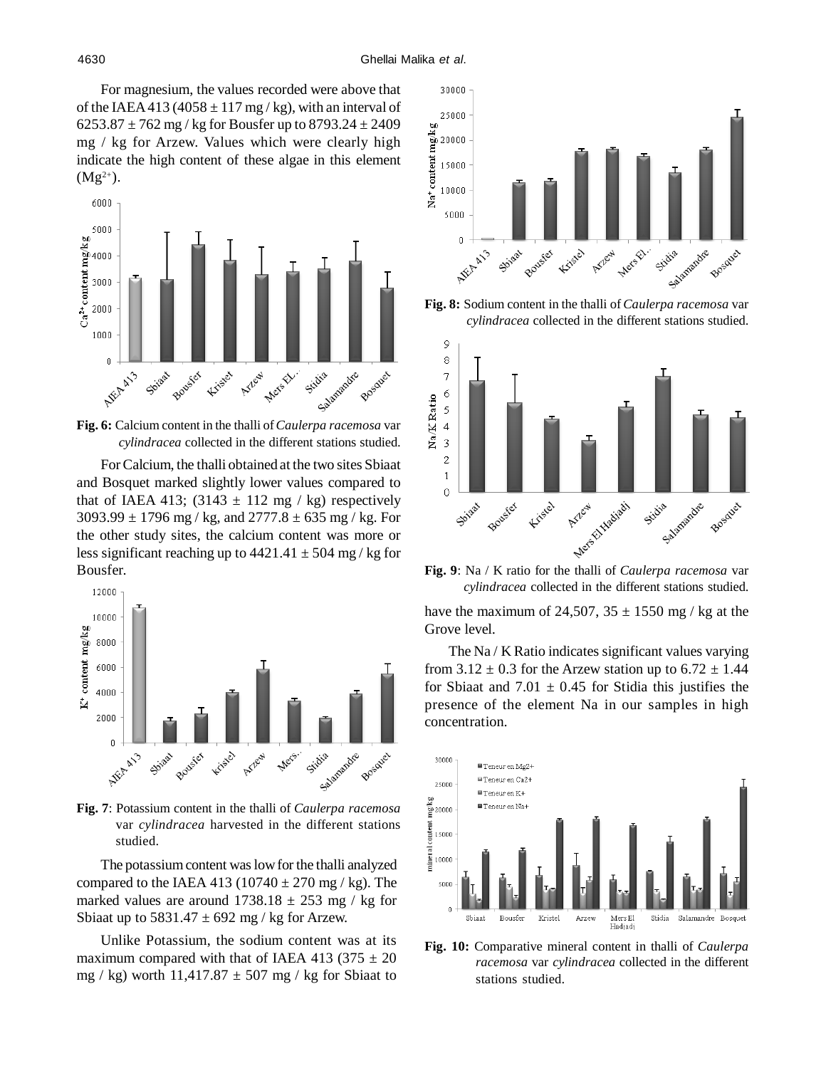For magnesium, the values recorded were above that of the IAEA 413 (4058 ± 117 mg / kg), with an interval of 6253.87 ± 762 mg / kg for Bousfer up to 8793.24 ± 2409 mg / kg for Arzew. Values which were clearly high indicate the high content of these algae in this element ($Mg^{2+}$).

**Fig. 6:** Calcium content in the thalli of *Caulerpa racemosa* var *cylindracea* collected in the different stations studied.

For Calcium, the thalli obtained at the two sites Sbiaat and Bosquet marked slightly lower values compared to that of IAEA 413; (3143 ± 112 mg / kg) respectively 3093.99 ± 1796 mg / kg, and 2777.8 ± 635 mg / kg. For the other study sites, the calcium content was more or less significant reaching up to 4421.41 ± 504 mg / kg for Bousfer.

**Fig. 7**: Potassium content in the thalli of *Caulerpa racemosa* var *cylindracea* harvested in the different stations studied.

The potassium content was low for the thalli analyzed compared to the IAEA 413 (10740 ± 270 mg / kg). The marked values are around 1738.18 ± 253 mg / kg for Sbiaat up to 5831.47 ± 692 mg / kg for Arzew.

Unlike Potassium, the sodium content was at its maximum compared with that of IAEA 413 (375 ± 20 mg / kg) worth 11,417.87 ± 507 mg / kg for Sbiaat to have the maximum of 24,507, 35 ± 1550 mg / kg at the Grove level.

**Fig. 8:** Sodium content in the thalli of *Caulerpa racemosa* var *cylindracea* collected in the different stations studied.

**Fig. 9**: Na / K ratio for the thalli of *Caulerpa racemosa* var *cylindracea* collected in the different stations studied.

The Na / K Ratio indicates significant values varying from 3.12 ± 0.3 for the Arzew station up to 6.72 ± 1.44 for Sbiaat and 7.01 ± 0.45 for Stidia this justifies the presence of the element Na in our samples in high concentration.

**Fig. 10:** Comparative mineral content in thalli of *Caulerpa racemosa* var *cylindracea* collected in the different stations studied.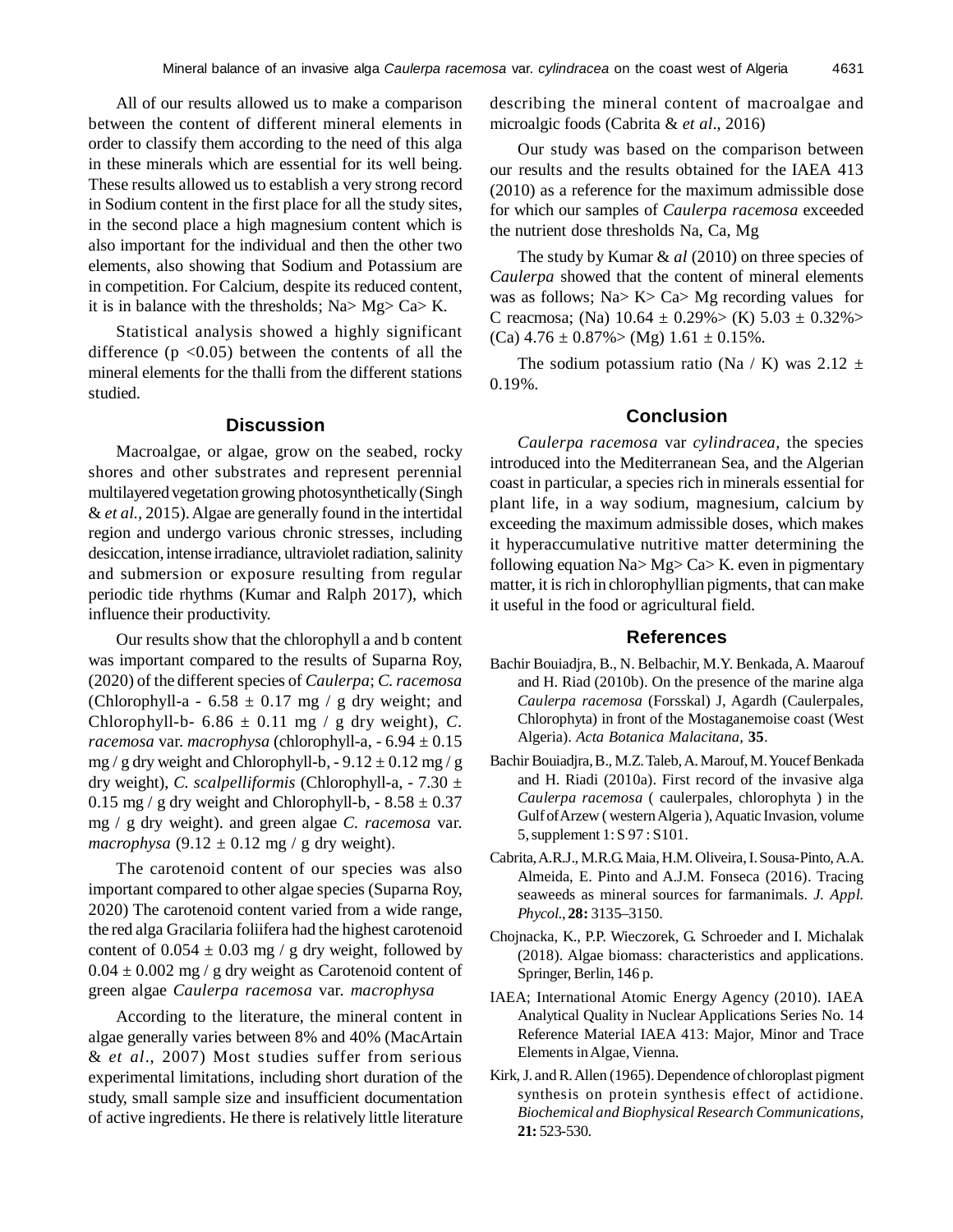All of our results allowed us to make a comparison between the content of different mineral elements in order to classify them according to the need of this alga in these minerals which are essential for its well being. These results allowed us to establish a very strong record in Sodium content in the first place for all the study sites, in the second place a high magnesium content which is also important for the individual and then the other two elements, also showing that Sodium and Potassium are in competition. For Calcium, despite its reduced content, it is in balance with the thresholds; Na> Mg> Ca> K.

Statistical analysis showed a highly significant difference ($p < 0.05$) between the contents of all the mineral elements for the thalli from the different stations studied.

## Discussion

Macroalgae, or algae, grow on the seabed, rocky shores and other substrates and represent perennial multilayered vegetation growing photosynthetically (Singh & *et al.*, 2015). Algae are generally found in the intertidal region and undergo various chronic stresses, including desiccation, intense irradiance, ultraviolet radiation, salinity and submersion or exposure resulting from regular periodic tide rhythms (Kumar and Ralph 2017), which influence their productivity.

Our results show that the chlorophyll a and b content was important compared to the results of Suparna Roy, (2020) of the different species of *Caulerpa*; *C. racemosa* (Chlorophyll-a - 6.58 ± 0.17 mg / g dry weight; and Chlorophyll-b- 6.86 ± 0.11 mg / g dry weight), *C. racemosa* var. *macrophysa* (chlorophyll-a, - 6.94 ± 0.15 mg / g dry weight and Chlorophyll-b, - 9.12 ± 0.12 mg / g dry weight), *C. scalpelliformis* (Chlorophyll-a, - 7.30 ± 0.15 mg / g dry weight and Chlorophyll-b, - 8.58 ± 0.37 mg / g dry weight). and green algae *C. racemosa* var. *macrophysa* (9.12 ± 0.12 mg / g dry weight).

The carotenoid content of our species was also important compared to other algae species (Suparna Roy, 2020) The carotenoid content varied from a wide range, the red alga Gracilaria foliifera had the highest carotenoid content of 0.054 ± 0.03 mg / g dry weight, followed by 0.04 ± 0.002 mg / g dry weight as Carotenoid content of green algae *Caulerpa racemosa* var. *macrophysa*

According to the literature, the mineral content in algae generally varies between 8% and 40% (MacArtain & *et al*., 2007) Most studies suffer from serious experimental limitations, including short duration of the study, small sample size and insufficient documentation of active ingredients. He there is relatively little literature describing the mineral content of macroalgae and microalgic foods (Cabrita & *et al*., 2016)

Our study was based on the comparison between our results and the results obtained for the IAEA 413 (2010) as a reference for the maximum admissible dose for which our samples of *Caulerpa racemosa* exceeded the nutrient dose thresholds Na, Ca, Mg

The study by Kumar & *al* (2010) on three species of *Caulerpa* showed that the content of mineral elements was as follows; Na> K> Ca> Mg recording values for C reacmosa; (Na) 10.64 ± 0.29%> (K) 5.03 ± 0.32%> (Ca) 4.76 ± 0.87%> (Mg) 1.61 ± 0.15%.

The sodium potassium ratio (Na / K) was 2.12 ± 0.19%.

## Conclusion

*Caulerpa racemosa* var *cylindracea,* the species introduced into the Mediterranean Sea, and the Algerian coast in particular, a species rich in minerals essential for plant life, in a way sodium, magnesium, calcium by exceeding the maximum admissible doses, which makes it hyperaccumulative nutritive matter determining the following equation Na> Mg> Ca> K. even in pigmentary matter, it is rich in chlorophyllian pigments, that can make it useful in the food or agricultural field.

## References

Bachir Bouiadjra, B., N. Belbachir, M.Y. Benkada, A. Maarouf and H. Riad (2010b). On the presence of the marine alga *Caulerpa racemosa* (Forsskal) J, Agardh (Caulerpales, Chlorophyta) in front of the Mostaganemoise coast (West Algeria). *Acta Botanica Malacitana*, **35**.

Bachir Bouiadjra, B., M.Z. Taleb, A. Marouf, M. Youcef Benkada and H. Riadi (2010a). First record of the invasive alga *Caulerpa racemosa* ( caulerpales, chlorophyta ) in the Gulf of Arzew ( western Algeria ), Aquatic Invasion, volume 5, supplement 1: S 97 : S101.

Cabrita, A.R.J., M.R.G. Maia, H.M. Oliveira, I. Sousa-Pinto, A.A. Almeida, E. Pinto and A.J.M. Fonseca (2016). Tracing seaweeds as mineral sources for farmanimals. *J. Appl. Phycol.*, **28:** 3135–3150.

Chojnacka, K., P.P. Wieczorek, G. Schroeder and I. Michalak (2018). Algae biomass: characteristics and applications. Springer, Berlin, 146 p.

IAEA; International Atomic Energy Agency (2010). IAEA Analytical Quality in Nuclear Applications Series No. 14 Reference Material IAEA 413: Major, Minor and Trace Elements in Algae, Vienna.

Kirk, J. and R. Allen (1965). Dependence of chloroplast pigment synthesis on protein synthesis effect of actidione. *Biochemical and Biophysical Research Communications*, **21:** 523-530.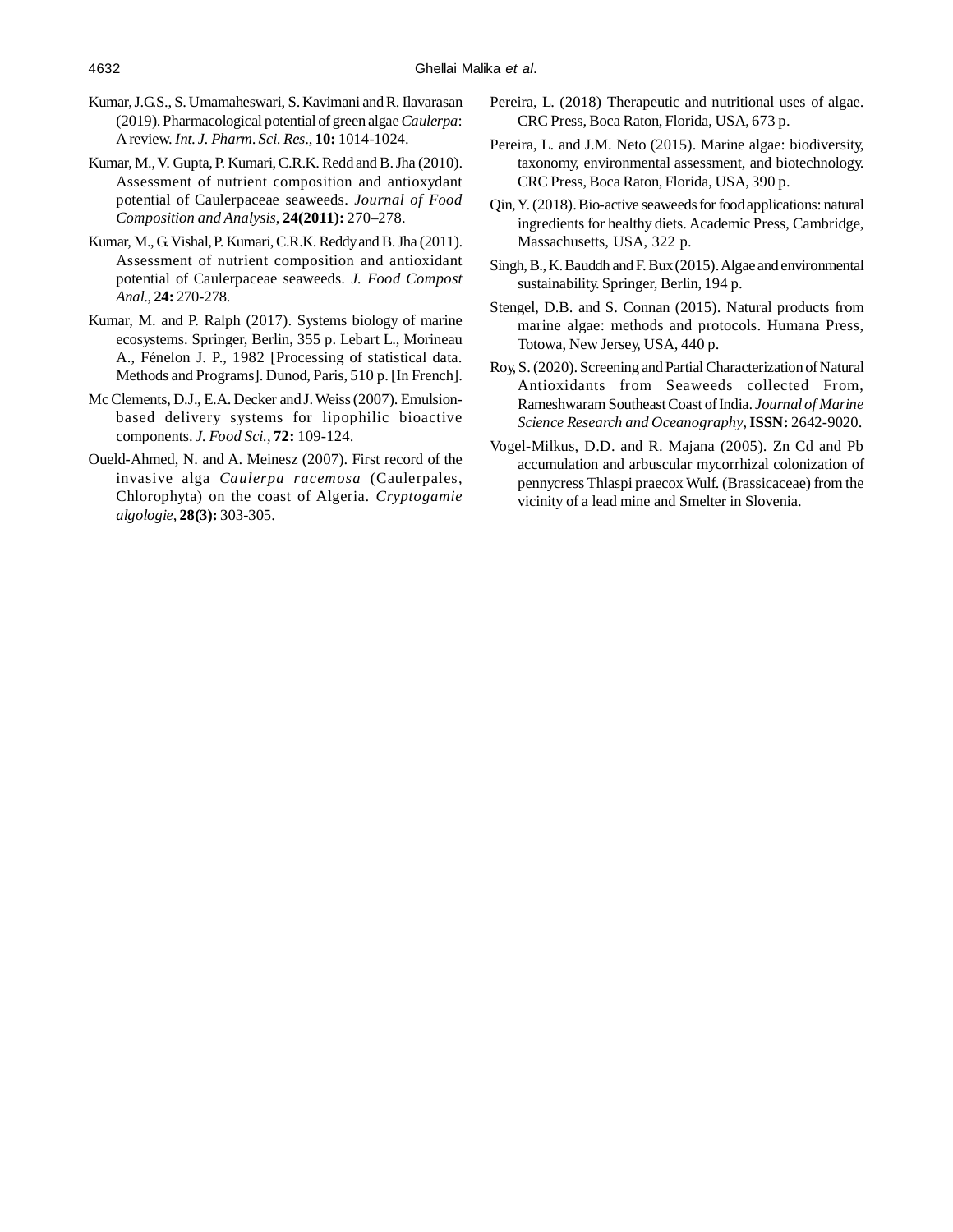Kumar, J.G.S., S. Umamaheswari, S. Kavimani and R. Ilavarasan (2019). Pharmacological potential of green algae *Caulerpa*: A review. *Int. J. Pharm. Sci. Res*., **10:** 1014-1024.

Kumar, M., V. Gupta, P. Kumari, C.R.K. Redd and B. Jha (2010). Assessment of nutrient composition and antioxydant potential of Caulerpaceae seaweeds. *Journal of Food Composition and Analysis*, **24(2011):** 270–278.

Kumar, M., G. Vishal, P. Kumari, C.R.K. Reddy and B. Jha (2011). Assessment of nutrient composition and antioxidant potential of Caulerpaceae seaweeds. *J. Food Compost Anal*., **24:** 270-278.

Kumar, M. and P. Ralph (2017). Systems biology of marine ecosystems. Springer, Berlin, 355 p. Lebart L., Morineau A., Fénelon J. P., 1982 [Processing of statistical data. Methods and Programs]. Dunod, Paris, 510 p. [In French].

Mc Clements, D.J., E.A. Decker and J. Weiss (2007). Emulsion-based delivery systems for lipophilic bioactive components. *J. Food Sci.*, **72:** 109-124.

Oueld-Ahmed, N. and A. Meinesz (2007). First record of the invasive alga *Caulerpa racemosa* (Caulerpales, Chlorophyta) on the coast of Algeria. *Cryptogamie algologie*, **28(3):** 303-305.

Pereira, L. (2018) Therapeutic and nutritional uses of algae. CRC Press, Boca Raton, Florida, USA, 673 p.

Pereira, L. and J.M. Neto (2015). Marine algae: biodiversity, taxonomy, environmental assessment, and biotechnology. CRC Press, Boca Raton, Florida, USA, 390 p.

Qin, Y. (2018). Bio-active seaweeds for food applications: natural ingredients for healthy diets. Academic Press, Cambridge, Massachusetts, USA, 322 p.

Singh, B., K. Bauddh and F. Bux (2015). Algae and environmental sustainability. Springer, Berlin, 194 p.

Stengel, D.B. and S. Connan (2015). Natural products from marine algae: methods and protocols. Humana Press, Totowa, New Jersey, USA, 440 p.

Roy, S. (2020). Screening and Partial Characterization of Natural Antioxidants from Seaweeds collected From, Rameshwaram Southeast Coast of India. *Journal of Marine Science Research and Oceanography*, **ISSN:** 2642-9020.

Vogel-Milkus, D.D. and R. Majana (2005). Zn Cd and Pb accumulation and arbuscular mycorrhizal colonization of pennycress Thlaspi praecox Wulf. (Brassicaceae) from the vicinity of a lead mine and Smelter in Slovenia.